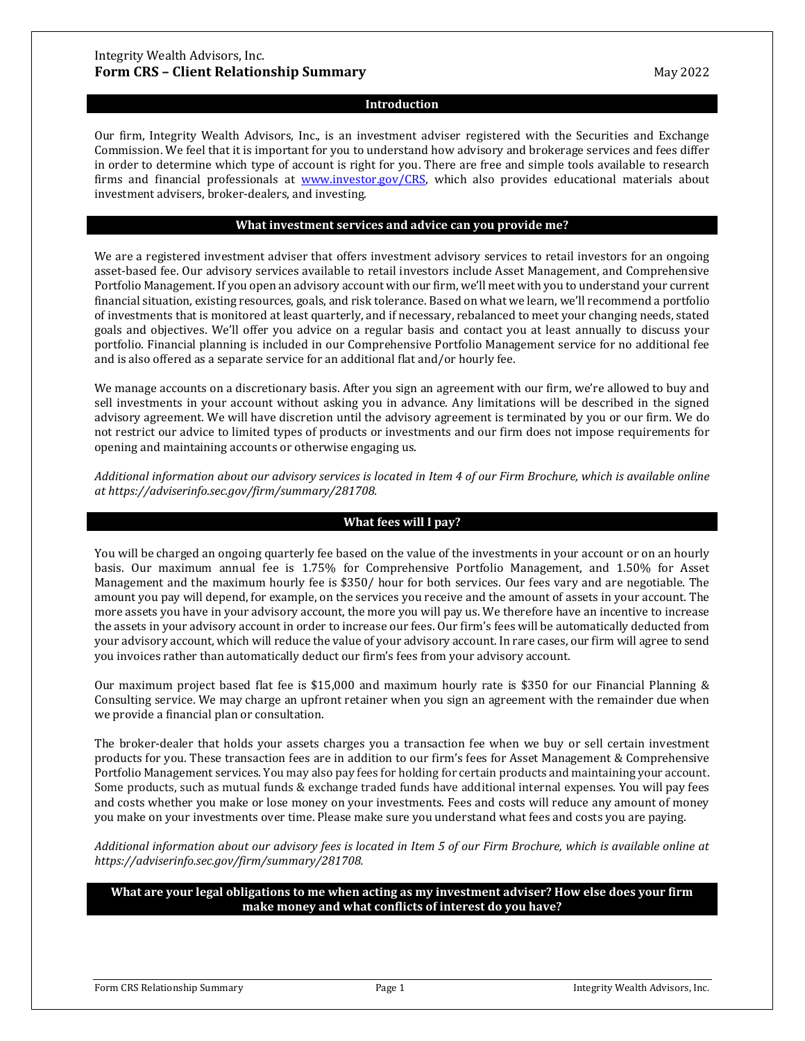Integrity Wealth Advisors, Inc.

# Form CRS – Client Relationship Summary

May 2022

## Introduction

Our firm, Integrity Wealth Advisors, Inc., is an investment adviser registered with the Securities and Exchange Commission. We feel that it is important for you to understand how advisory and brokerage services and fees differ in order to determine which type of account is right for you. There are free and simple tools available to research firms and financial professionals at [www.investor.gov/CRS](www.investor.gov/CRS), which also provides educational materials about investment advisers, broker-dealers, and investing.

## What investment services and advice can you provide me?

We are a registered investment adviser that offers investment advisory services to retail investors for an ongoing asset-based fee. Our advisory services available to retail investors include Asset Management, and Comprehensive Portfolio Management. If you open an advisory account with our firm, we'll meet with you to understand your current financial situation, existing resources, goals, and risk tolerance. Based on what we learn, we'll recommend a portfolio of investments that is monitored at least quarterly, and if necessary, rebalanced to meet your changing needs, stated goals and objectives. We'll offer you advice on a regular basis and contact you at least annually to discuss your portfolio. Financial planning is included in our Comprehensive Portfolio Management service for no additional fee and is also offered as a separate service for an additional flat and/or hourly fee.

We manage accounts on a discretionary basis. After you sign an agreement with our firm, we're allowed to buy and sell investments in your account without asking you in advance. Any limitations will be described in the signed advisory agreement. We will have discretion until the advisory agreement is terminated by you or our firm. We do not restrict our advice to limited types of products or investments and our firm does not impose requirements for opening and maintaining accounts or otherwise engaging us.

*Additional information about our advisory services is located in Item 4 of our Firm Brochure, which is available online at https://adviserinfo.sec.gov/firm/summary/281708.*

## What fees will I pay?

You will be charged an ongoing quarterly fee based on the value of the investments in your account or on an hourly basis. Our maximum annual fee is 1.75% for Comprehensive Portfolio Management, and 1.50% for Asset Management and the maximum hourly fee is $350/ hour for both services. Our fees vary and are negotiable. The amount you pay will depend, for example, on the services you receive and the amount of assets in your account. The more assets you have in your advisory account, the more you will pay us. We therefore have an incentive to increase the assets in your advisory account in order to increase our fees. Our firm's fees will be automatically deducted from your advisory account, which will reduce the value of your advisory account. In rare cases, our firm will agree to send you invoices rather than automatically deduct our firm's fees from your advisory account.

Our maximum project based flat fee is $15,000 and maximum hourly rate is $350 for our Financial Planning & Consulting service. We may charge an upfront retainer when you sign an agreement with the remainder due when we provide a financial plan or consultation.

The broker-dealer that holds your assets charges you a transaction fee when we buy or sell certain investment products for you. These transaction fees are in addition to our firm's fees for Asset Management & Comprehensive Portfolio Management services. You may also pay fees for holding for certain products and maintaining your account. Some products, such as mutual funds & exchange traded funds have additional internal expenses. You will pay fees and costs whether you make or lose money on your investments. Fees and costs will reduce any amount of money you make on your investments over time. Please make sure you understand what fees and costs you are paying.

*Additional information about our advisory fees is located in Item 5 of our Firm Brochure, which is available online at https://adviserinfo.sec.gov/firm/summary/281708.*

## What are your legal obligations to me when acting as my investment adviser? How else does your firm make money and what conflicts of interest do you have?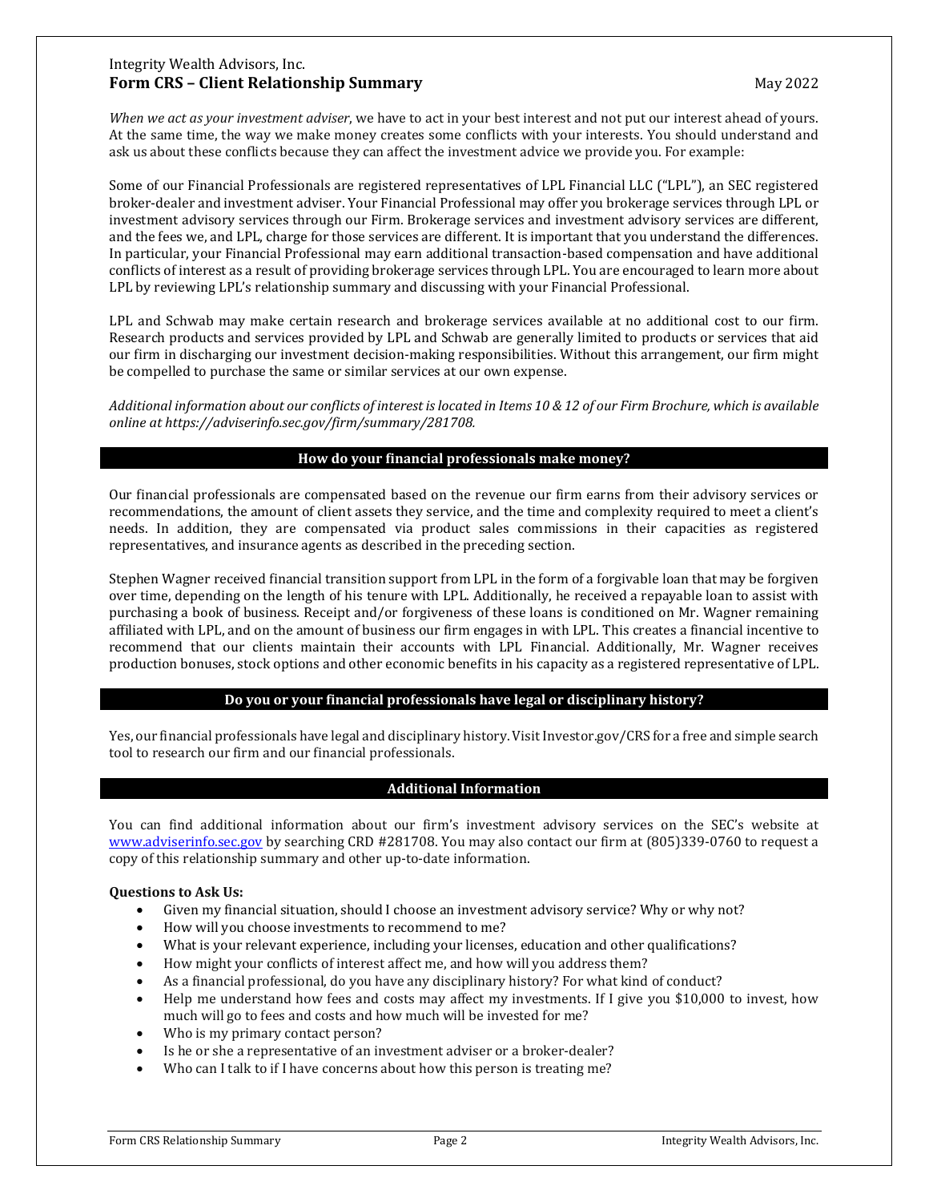*When we act as your investment adviser*, we have to act in your best interest and not put our interest ahead of yours. At the same time, the way we make money creates some conflicts with your interests. You should understand and ask us about these conflicts because they can affect the investment advice we provide you. For example:

Some of our Financial Professionals are registered representatives of LPL Financial LLC ("LPL"), an SEC registered broker-dealer and investment adviser. Your Financial Professional may offer you brokerage services through LPL or investment advisory services through our Firm. Brokerage services and investment advisory services are different, and the fees we, and LPL, charge for those services are different. It is important that you understand the differences. In particular, your Financial Professional may earn additional transaction-based compensation and have additional conflicts of interest as a result of providing brokerage services through LPL. You are encouraged to learn more about LPL by reviewing LPL's relationship summary and discussing with your Financial Professional.

LPL and Schwab may make certain research and brokerage services available at no additional cost to our firm. Research products and services provided by LPL and Schwab are generally limited to products or services that aid our firm in discharging our investment decision-making responsibilities. Without this arrangement, our firm might be compelled to purchase the same or similar services at our own expense.

*Additional information about our conflicts of interest is located in Items 10 & 12 of our Firm Brochure, which is available online at https://adviserinfo.sec.gov/firm/summary/281708.*

## How do your financial professionals make money?

Our financial professionals are compensated based on the revenue our firm earns from their advisory services or recommendations, the amount of client assets they service, and the time and complexity required to meet a client's needs. In addition, they are compensated via product sales commissions in their capacities as registered representatives, and insurance agents as described in the preceding section.

Stephen Wagner received financial transition support from LPL in the form of a forgivable loan that may be forgiven over time, depending on the length of his tenure with LPL. Additionally, he received a repayable loan to assist with purchasing a book of business. Receipt and/or forgiveness of these loans is conditioned on Mr. Wagner remaining affiliated with LPL, and on the amount of business our firm engages in with LPL. This creates a financial incentive to recommend that our clients maintain their accounts with LPL Financial. Additionally, Mr. Wagner receives production bonuses, stock options and other economic benefits in his capacity as a registered representative of LPL.

## Do you or your financial professionals have legal or disciplinary history?

Yes, our financial professionals have legal and disciplinary history. Visit Investor.gov/CRS for a free and simple search tool to research our firm and our financial professionals.

## Additional Information

You can find additional information about our firm's investment advisory services on the SEC's website at [www.adviserinfo.sec.gov](www.adviserinfo.sec.gov) by searching CRD #281708. You may also contact our firm at (805)339-0760 to request a copy of this relationship summary and other up-to-date information.

**Questions to Ask Us:**

- Given my financial situation, should I choose an investment advisory service? Why or why not?
- How will you choose investments to recommend to me?
- What is your relevant experience, including your licenses, education and other qualifications?
- How might your conflicts of interest affect me, and how will you address them?
- As a financial professional, do you have any disciplinary history? For what kind of conduct?
- Help me understand how fees and costs may affect my investments. If I give you $10,000 to invest, how much will go to fees and costs and how much will be invested for me?
- Who is my primary contact person?
- Is he or she a representative of an investment adviser or a broker-dealer?
- Who can I talk to if I have concerns about how this person is treating me?